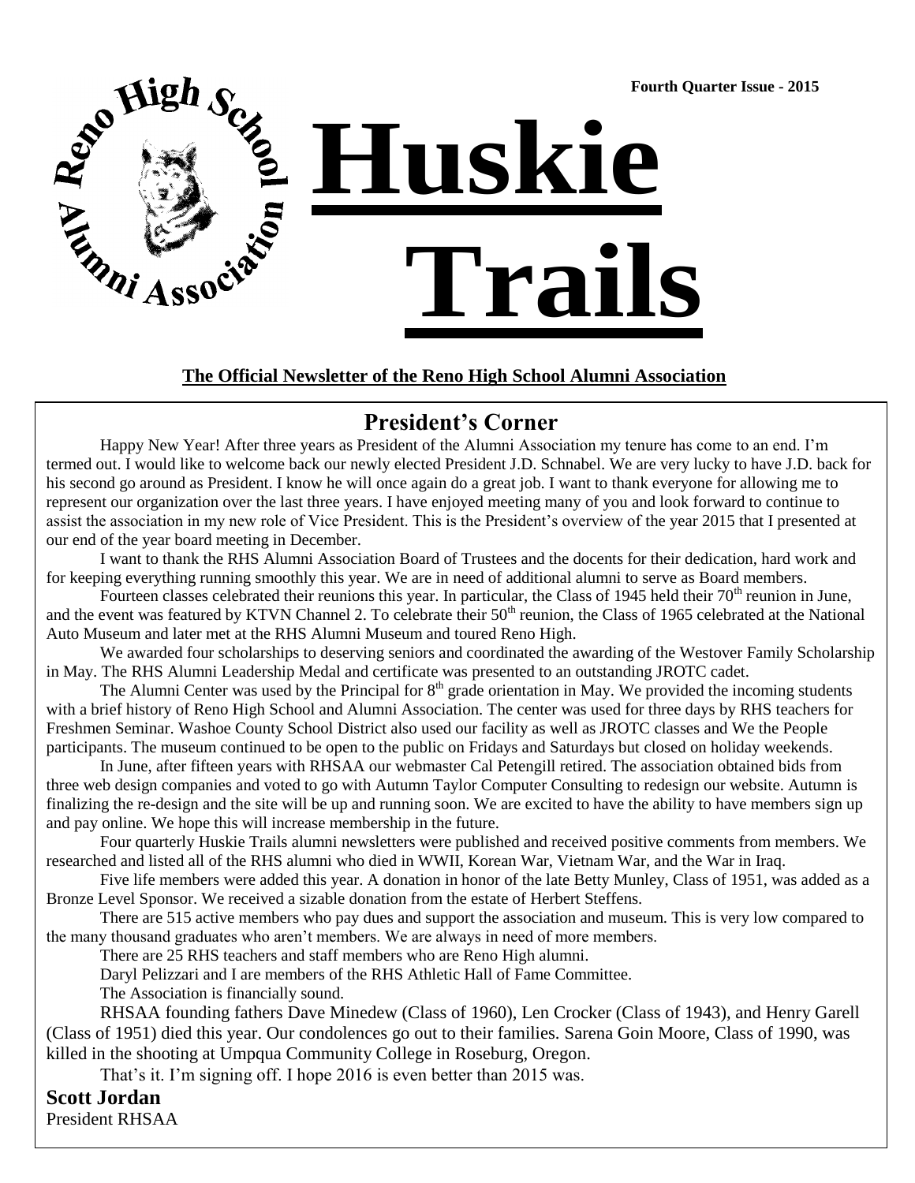Fourth Quarter Issue - 2015

Reno High School Alumni Association

# Huskie Trails

**The Official Newsletter of the Reno High School Alumni Association**

## President's Corner

Happy New Year! After three years as President of the Alumni Association my tenure has come to an end. I'm termed out. I would like to welcome back our newly elected President J.D. Schnabel. We are very lucky to have J.D. back for his second go around as President. I know he will once again do a great job. I want to thank everyone for allowing me to represent our organization over the last three years. I have enjoyed meeting many of you and look forward to continue to assist the association in my new role of Vice President. This is the President's overview of the year 2015 that I presented at our end of the year board meeting in December.

I want to thank the RHS Alumni Association Board of Trustees and the docents for their dedication, hard work and for keeping everything running smoothly this year. We are in need of additional alumni to serve as Board members.

Fourteen classes celebrated their reunions this year. In particular, the Class of 1945 held their 70th reunion in June, and the event was featured by KTVN Channel 2. To celebrate their 50th reunion, the Class of 1965 celebrated at the National Auto Museum and later met at the RHS Alumni Museum and toured Reno High.

We awarded four scholarships to deserving seniors and coordinated the awarding of the Westover Family Scholarship in May. The RHS Alumni Leadership Medal and certificate was presented to an outstanding JROTC cadet.

The Alumni Center was used by the Principal for 8th grade orientation in May. We provided the incoming students with a brief history of Reno High School and Alumni Association. The center was used for three days by RHS teachers for Freshmen Seminar. Washoe County School District also used our facility as well as JROTC classes and We the People participants. The museum continued to be open to the public on Fridays and Saturdays but closed on holiday weekends.

In June, after fifteen years with RHSAA our webmaster Cal Petengill retired. The association obtained bids from three web design companies and voted to go with Autumn Taylor Computer Consulting to redesign our website. Autumn is finalizing the re-design and the site will be up and running soon. We are excited to have the ability to have members sign up and pay online. We hope this will increase membership in the future.

Four quarterly Huskie Trails alumni newsletters were published and received positive comments from members. We researched and listed all of the RHS alumni who died in WWII, Korean War, Vietnam War, and the War in Iraq.

Five life members were added this year. A donation in honor of the late Betty Munley, Class of 1951, was added as a Bronze Level Sponsor. We received a sizable donation from the estate of Herbert Steffens.

There are 515 active members who pay dues and support the association and museum. This is very low compared to the many thousand graduates who aren't members. We are always in need of more members.

There are 25 RHS teachers and staff members who are Reno High alumni.

Daryl Pelizzari and I are members of the RHS Athletic Hall of Fame Committee.

The Association is financially sound.

RHSAA founding fathers Dave Minedew (Class of 1960), Len Crocker (Class of 1943), and Henry Garell (Class of 1951) died this year. Our condolences go out to their families. Sarena Goin Moore, Class of 1990, was killed in the shooting at Umpqua Community College in Roseburg, Oregon.

That's it. I'm signing off. I hope 2016 is even better than 2015 was.

**Scott Jordan**
President RHSAA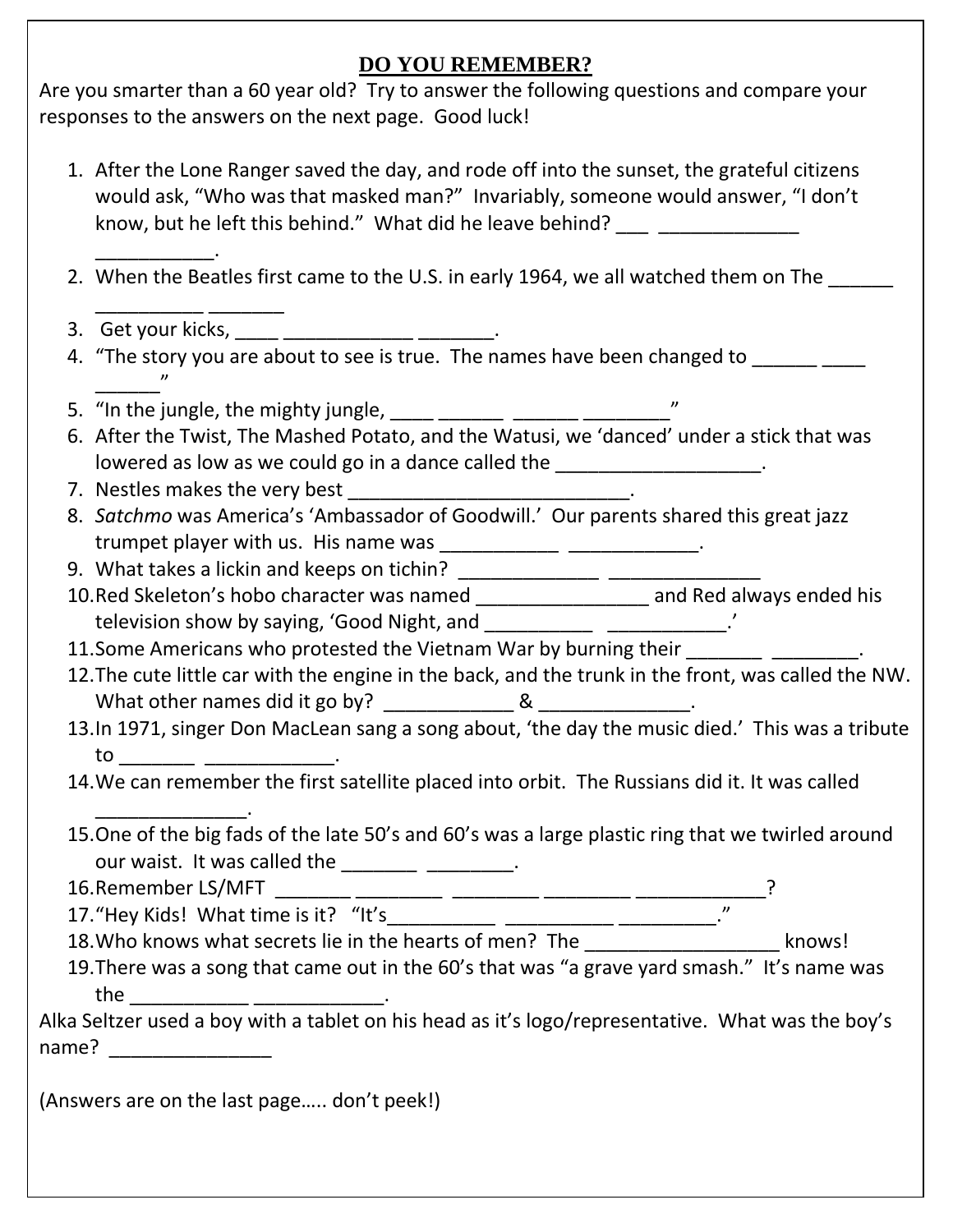# DO YOU REMEMBER?

Are you smarter than a 60 year old? Try to answer the following questions and compare your responses to the answers on the next page. Good luck!

1. After the Lone Ranger saved the day, and rode off into the sunset, the grateful citizens would ask, "Who was that masked man?" Invariably, someone would answer, "I don't know, but he left this behind." What did he leave behind? ___ _____________ ___________.
2. When the Beatles first came to the U.S. in early 1964, we all watched them on The ______ __________ _______
3. Get your kicks, ____ ____________ _______.
4. "The story you are about to see is true. The names have been changed to ______ ____ ______"
5. "In the jungle, the mighty jungle, ____ ______ ______ ________"
6. After the Twist, The Mashed Potato, and the Watusi, we 'danced' under a stick that was lowered as low as we could go in a dance called the ___________________.
7. Nestles makes the very best __________________________.
8. *Satchmo* was America's 'Ambassador of Goodwill.' Our parents shared this great jazz trumpet player with us. His name was ___________ ____________.
9. What takes a lickin and keeps on tichin? _____________ ______________
10. Red Skeleton's hobo character was named ________________ and Red always ended his television show by saying, 'Good Night, and __________ ___________.'
11. Some Americans who protested the Vietnam War by burning their _______ ________.
12. The cute little car with the engine in the back, and the trunk in the front, was called the NW. What other names did it go by? ___________ & ______________.
13. In 1971, singer Don MacLean sang a song about, 'the day the music died.' This was a tribute to _______ ____________.
14. We can remember the first satellite placed into orbit. The Russians did it. It was called ______________.
15. One of the big fads of the late 50's and 60's was a large plastic ring that we twirled around our waist. It was called the _______ ________.
16. Remember LS/MFT _______ ________ ________ ________ ____________?
17. "Hey Kids! What time is it? "It's__________ __________ _________."
18. Who knows what secrets lie in the hearts of men? The __________________ knows!
19. There was a song that came out in the 60's that was "a grave yard smash." It's name was the ___________ ____________.

Alka Seltzer used a boy with a tablet on his head as it's logo/representative. What was the boy's name? _______________

(Answers are on the last page….. don't peek!)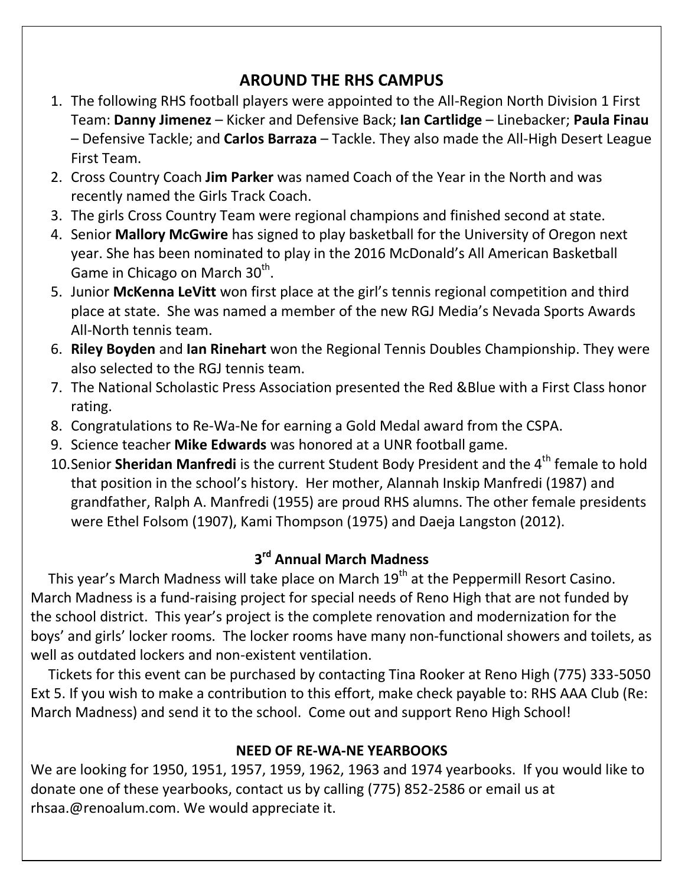## AROUND THE RHS CAMPUS

1. The following RHS football players were appointed to the All-Region North Division 1 First Team: **Danny Jimenez** – Kicker and Defensive Back; **Ian Cartlidge** – Linebacker; **Paula Finau** – Defensive Tackle; and **Carlos Barraza** – Tackle. They also made the All-High Desert League First Team.
2. Cross Country Coach **Jim Parker** was named Coach of the Year in the North and was recently named the Girls Track Coach.
3. The girls Cross Country Team were regional champions and finished second at state.
4. Senior **Mallory McGwire** has signed to play basketball for the University of Oregon next year. She has been nominated to play in the 2016 McDonald's All American Basketball Game in Chicago on March 30th.
5. Junior **McKenna LeVitt** won first place at the girl's tennis regional competition and third place at state. She was named a member of the new RGJ Media's Nevada Sports Awards All-North tennis team.
6. **Riley Boyden** and **Ian Rinehart** won the Regional Tennis Doubles Championship. They were also selected to the RGJ tennis team.
7. The National Scholastic Press Association presented the Red &Blue with a First Class honor rating.
8. Congratulations to Re-Wa-Ne for earning a Gold Medal award from the CSPA.
9. Science teacher **Mike Edwards** was honored at a UNR football game.
10. Senior **Sheridan Manfredi** is the current Student Body President and the 4th female to hold that position in the school's history. Her mother, Alannah Inskip Manfredi (1987) and grandfather, Ralph A. Manfredi (1955) are proud RHS alumns. The other female presidents were Ethel Folsom (1907), Kami Thompson (1975) and Daeja Langston (2012).

## 3rd Annual March Madness

This year's March Madness will take place on March 19th at the Peppermill Resort Casino. March Madness is a fund-raising project for special needs of Reno High that are not funded by the school district. This year's project is the complete renovation and modernization for the boys' and girls' locker rooms. The locker rooms have many non-functional showers and toilets, as well as outdated lockers and non-existent ventilation.

Tickets for this event can be purchased by contacting Tina Rooker at Reno High (775) 333-5050 Ext 5. If you wish to make a contribution to this effort, make check payable to: RHS AAA Club (Re: March Madness) and send it to the school. Come out and support Reno High School!

## NEED OF RE-WA-NE YEARBOOKS

We are looking for 1950, 1951, 1957, 1959, 1962, 1963 and 1974 yearbooks. If you would like to donate one of these yearbooks, contact us by calling (775) 852-2586 or email us at rhsaa.@renoalum.com. We would appreciate it.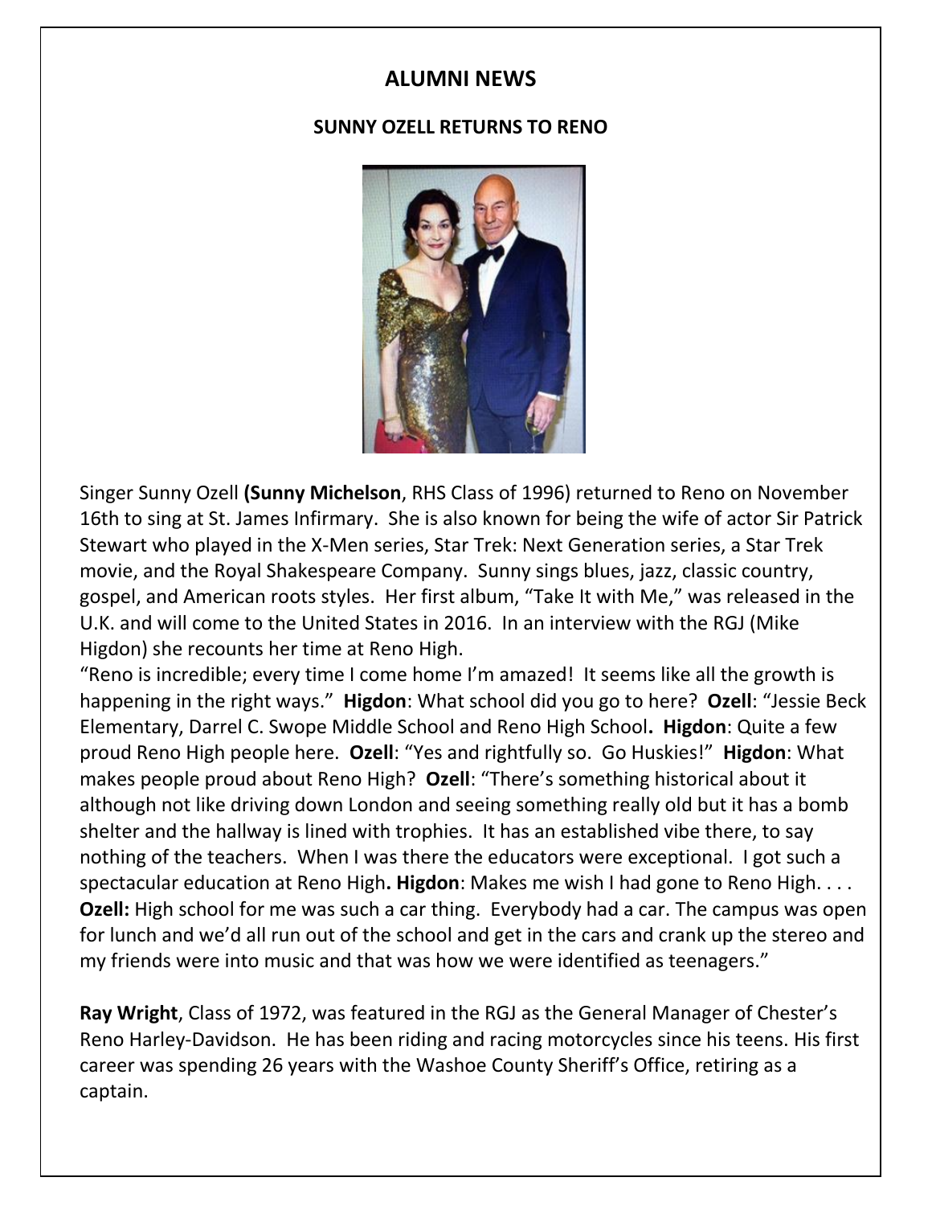# ALUMNI NEWS

## SUNNY OZELL RETURNS TO RENO

Singer Sunny Ozell **(Sunny Michelson**, RHS Class of 1996) returned to Reno on November 16th to sing at St. James Infirmary. She is also known for being the wife of actor Sir Patrick Stewart who played in the X-Men series, Star Trek: Next Generation series, a Star Trek movie, and the Royal Shakespeare Company. Sunny sings blues, jazz, classic country, gospel, and American roots styles. Her first album, "Take It with Me," was released in the U.K. and will come to the United States in 2016. In an interview with the RGJ (Mike Higdon) she recounts her time at Reno High.

"Reno is incredible; every time I come home I'm amazed! It seems like all the growth is happening in the right ways." **Higdon**: What school did you go to here? **Ozell**: "Jessie Beck Elementary, Darrel C. Swope Middle School and Reno High School**. Higdon**: Quite a few proud Reno High people here. **Ozell**: "Yes and rightfully so. Go Huskies!" **Higdon**: What makes people proud about Reno High? **Ozell**: "There's something historical about it although not like driving down London and seeing something really old but it has a bomb shelter and the hallway is lined with trophies. It has an established vibe there, to say nothing of the teachers. When I was there the educators were exceptional. I got such a spectacular education at Reno High**. Higdon**: Makes me wish I had gone to Reno High. . . . **Ozell:** High school for me was such a car thing. Everybody had a car. The campus was open for lunch and we'd all run out of the school and get in the cars and crank up the stereo and my friends were into music and that was how we were identified as teenagers."

**Ray Wright**, Class of 1972, was featured in the RGJ as the General Manager of Chester's Reno Harley-Davidson. He has been riding and racing motorcycles since his teens. His first career was spending 26 years with the Washoe County Sheriff's Office, retiring as a captain.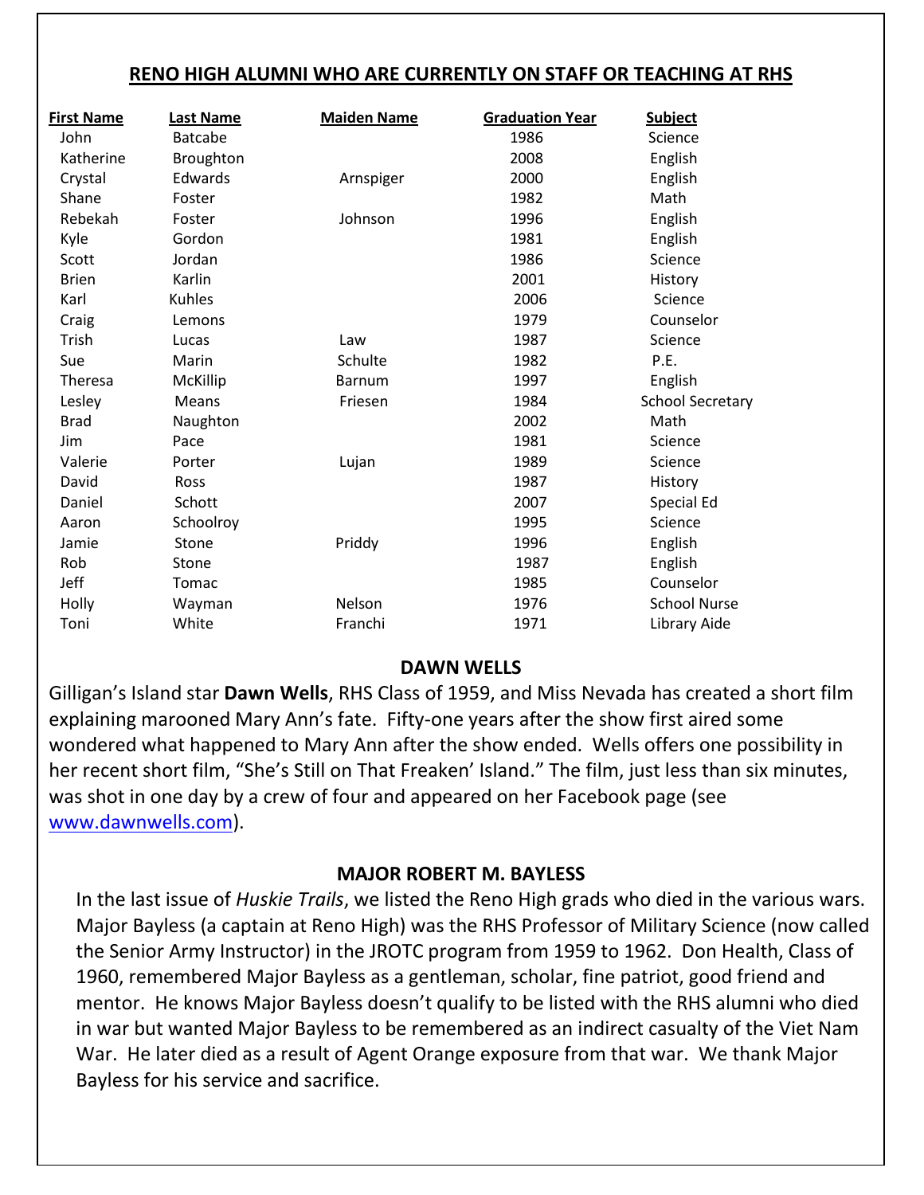## RENO HIGH ALUMNI WHO ARE CURRENTLY ON STAFF OR TEACHING AT RHS

| First Name | Last Name | Maiden Name | Graduation Year | Subject |
|---|---|---|---|---|
| John | Batcabe | | 1986 | Science |
| Katherine | Broughton | | 2008 | English |
| Crystal | Edwards | Arnspiger | 2000 | English |
| Shane | Foster | | 1982 | Math |
| Rebekah | Foster | Johnson | 1996 | English |
| Kyle | Gordon | | 1981 | English |
| Scott | Jordan | | 1986 | Science |
| Brien | Karlin | | 2001 | History |
| Karl | Kuhles | | 2006 | Science |
| Craig | Lemons | | 1979 | Counselor |
| Trish | Lucas | Law | 1987 | Science |
| Sue | Marin | Schulte | 1982 | P.E. |
| Theresa | McKillip | Barnum | 1997 | English |
| Lesley | Means | Friesen | 1984 | School Secretary |
| Brad | Naughton | | 2002 | Math |
| Jim | Pace | | 1981 | Science |
| Valerie | Porter | Lujan | 1989 | Science |
| David | Ross | | 1987 | History |
| Daniel | Schott | | 2007 | Special Ed |
| Aaron | Schoolroy | | 1995 | Science |
| Jamie | Stone | Priddy | 1996 | English |
| Rob | Stone | | 1987 | English |
| Jeff | Tomac | | 1985 | Counselor |
| Holly | Wayman | Nelson | 1976 | School Nurse |
| Toni | White | Franchi | 1971 | Library Aide |

### DAWN WELLS

Gilligan's Island star **Dawn Wells**, RHS Class of 1959, and Miss Nevada has created a short film explaining marooned Mary Ann's fate. Fifty-one years after the show first aired some wondered what happened to Mary Ann after the show ended. Wells offers one possibility in her recent short film, "She's Still on That Freaken' Island." The film, just less than six minutes, was shot in one day by a crew of four and appeared on her Facebook page (see www.dawnwells.com).

### MAJOR ROBERT M. BAYLESS

In the last issue of *Huskie Trails*, we listed the Reno High grads who died in the various wars. Major Bayless (a captain at Reno High) was the RHS Professor of Military Science (now called the Senior Army Instructor) in the JROTC program from 1959 to 1962. Don Health, Class of 1960, remembered Major Bayless as a gentleman, scholar, fine patriot, good friend and mentor. He knows Major Bayless doesn't qualify to be listed with the RHS alumni who died in war but wanted Major Bayless to be remembered as an indirect casualty of the Viet Nam War. He later died as a result of Agent Orange exposure from that war. We thank Major Bayless for his service and sacrifice.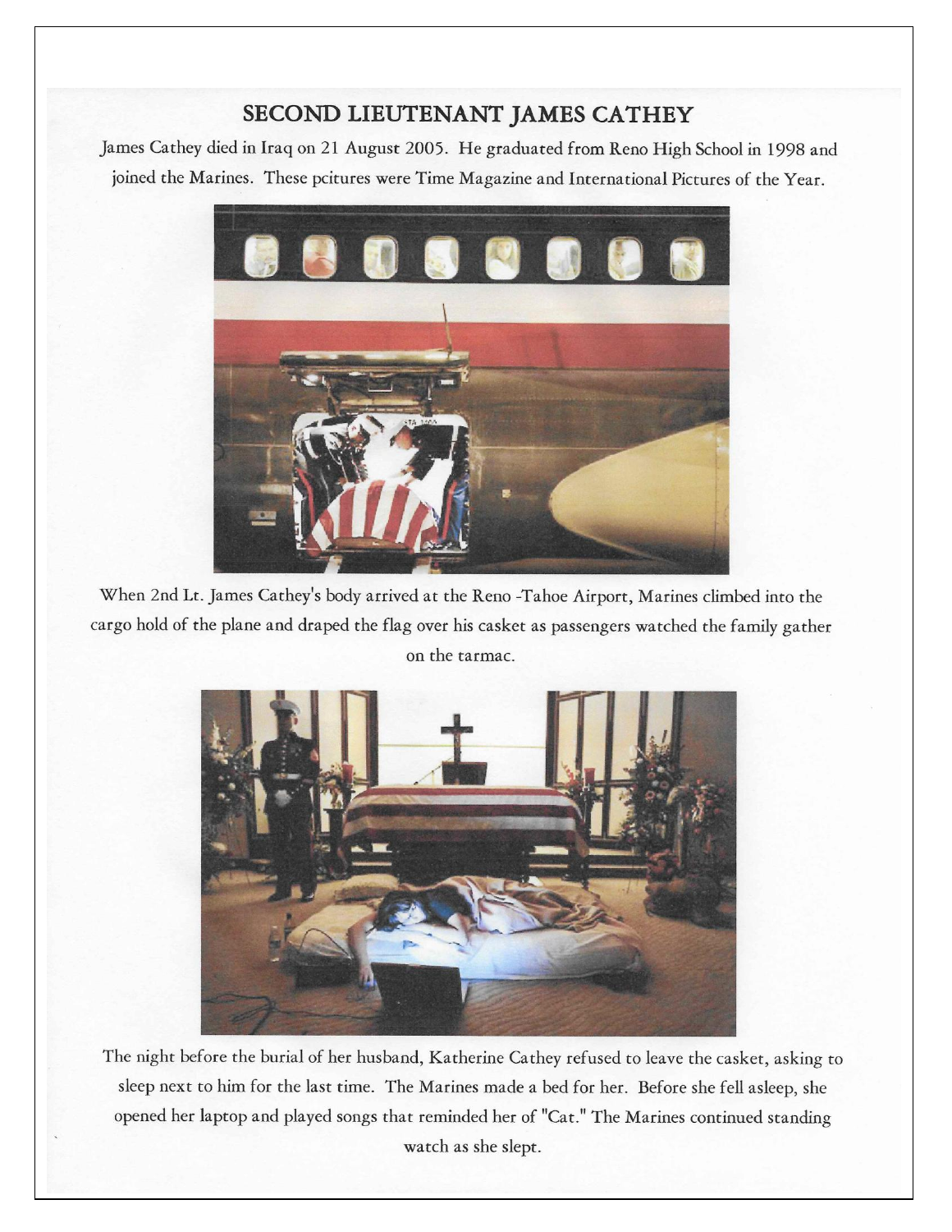# SECOND LIEUTENANT JAMES CATHEY

James Cathey died in Iraq on 21 August 2005. He graduated from Reno High School in 1998 and joined the Marines. These pcitures were Time Magazine and International Pictures of the Year.

When 2nd Lt. James Cathey's body arrived at the Reno -Tahoe Airport, Marines climbed into the cargo hold of the plane and draped the flag over his casket as passengers watched the family gather on the tarmac.

The night before the burial of her husband, Katherine Cathey refused to leave the casket, asking to sleep next to him for the last time. The Marines made a bed for her. Before she fell asleep, she opened her laptop and played songs that reminded her of "Cat." The Marines continued standing watch as she slept.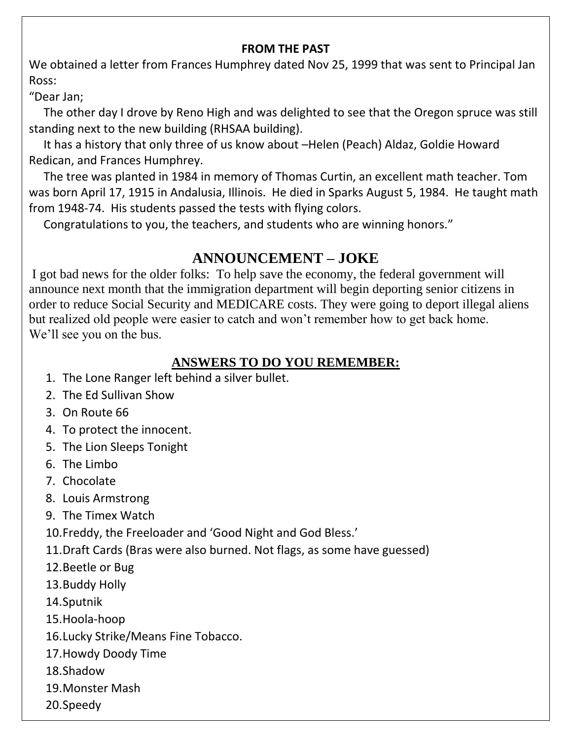## FROM THE PAST

We obtained a letter from Frances Humphrey dated Nov 25, 1999 that was sent to Principal Jan Ross:

"Dear Jan;

The other day I drove by Reno High and was delighted to see that the Oregon spruce was still standing next to the new building (RHSAA building).

It has a history that only three of us know about –Helen (Peach) Aldaz, Goldie Howard Redican, and Frances Humphrey.

The tree was planted in 1984 in memory of Thomas Curtin, an excellent math teacher. Tom was born April 17, 1915 in Andalusia, Illinois. He died in Sparks August 5, 1984. He taught math from 1948-74. His students passed the tests with flying colors.

Congratulations to you, the teachers, and students who are winning honors."

## ANNOUNCEMENT – JOKE

I got bad news for the older folks: To help save the economy, the federal government will announce next month that the immigration department will begin deporting senior citizens in order to reduce Social Security and MEDICARE costs. They were going to deport illegal aliens but realized old people were easier to catch and won't remember how to get back home. We'll see you on the bus.

## ANSWERS TO DO YOU REMEMBER:

1. The Lone Ranger left behind a silver bullet.
2. The Ed Sullivan Show
3. On Route 66
4. To protect the innocent.
5. The Lion Sleeps Tonight
6. The Limbo
7. Chocolate
8. Louis Armstrong
9. The Timex Watch
10. Freddy, the Freeloader and 'Good Night and God Bless.'
11. Draft Cards (Bras were also burned. Not flags, as some have guessed)
12. Beetle or Bug
13. Buddy Holly
14. Sputnik
15. Hoola-hoop
16. Lucky Strike/Means Fine Tobacco.
17. Howdy Doody Time
18. Shadow
19. Monster Mash
20. Speedy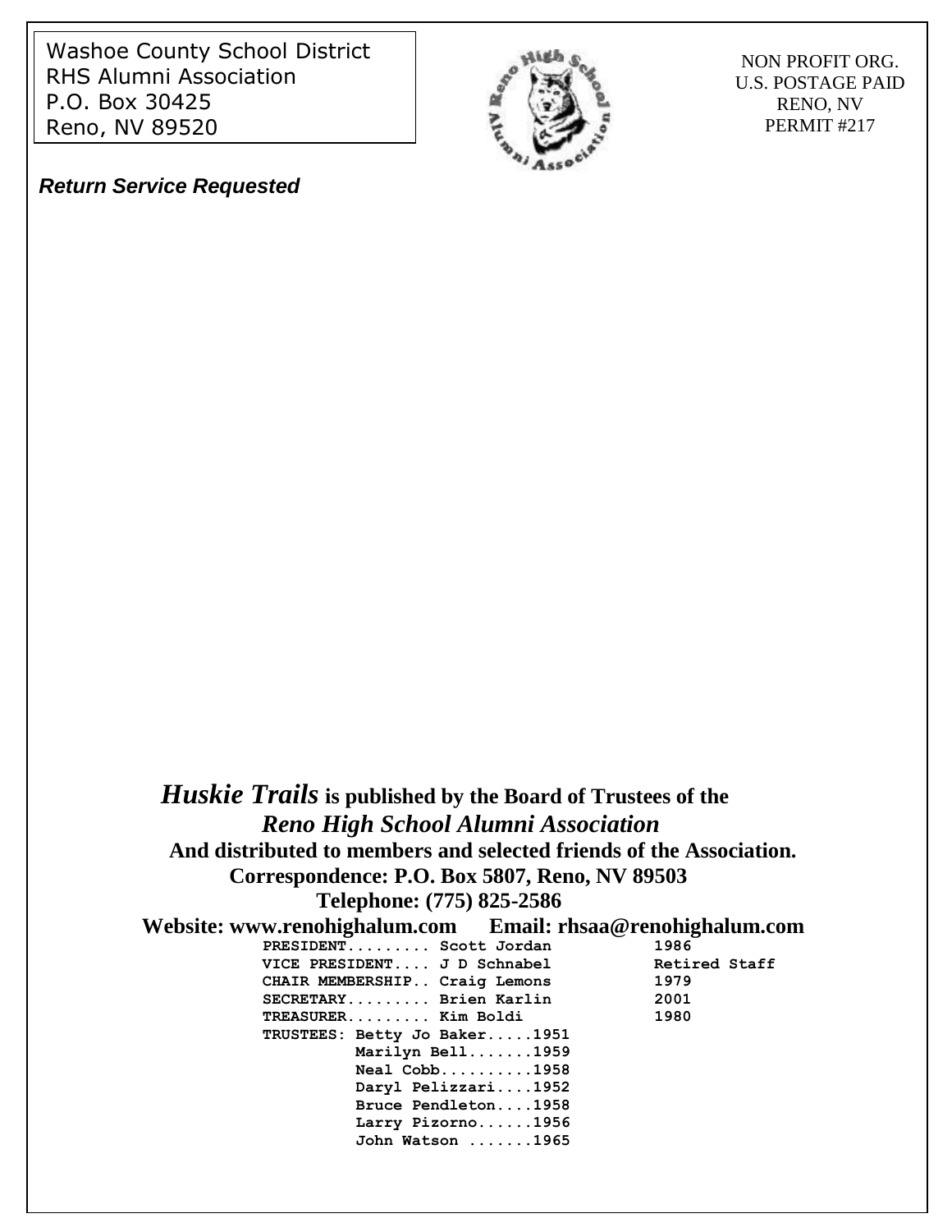Washoe County School District
RHS Alumni Association
P.O. Box 30425
Reno, NV 89520

NON PROFIT ORG.
U.S. POSTAGE PAID
RENO, NV
PERMIT #217

***Return Service Requested***

***Huskie Trails*** **is published by the Board of Trustees of the**
***Reno High School Alumni Association***
**And distributed to members and selected friends of the Association.**
**Correspondence: P.O. Box 5807, Reno, NV 89503**
**Telephone: (775) 825-2586**
**Website: www.renohighalum.com   Email: rhsaa@renohighalum.com**

```
PRESIDENT......... Scott Jordan          1986
VICE PRESIDENT.... J D Schnabel          Retired Staff
CHAIR MEMBERSHIP.. Craig Lemons          1979
SECRETARY......... Brien Karlin          2001
TREASURER......... Kim Boldi             1980
TRUSTEES: Betty Jo Baker.....1951
          Marilyn Bell.......1959
          Neal Cobb..........1958
          Daryl Pelizzari....1952
          Bruce Pendleton....1958
          Larry Pizorno......1956
          John Watson .......1965
```